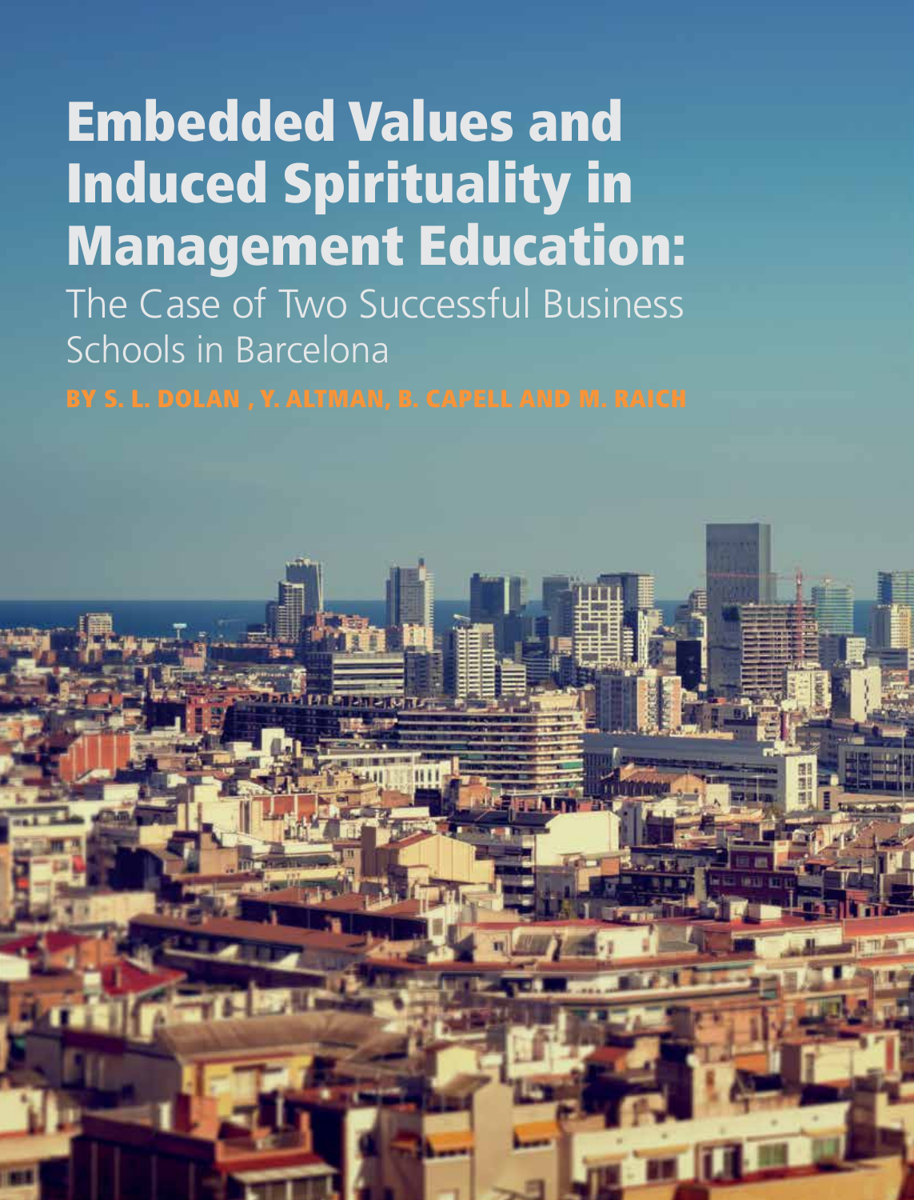# Embedded Values and Induced Spirituality in Management Education:

## The Case of Two Successful Business Schools in Barcelona

BY S. L. DOLAN , Y. ALTMAN, B. CAPELL AND M. RAICH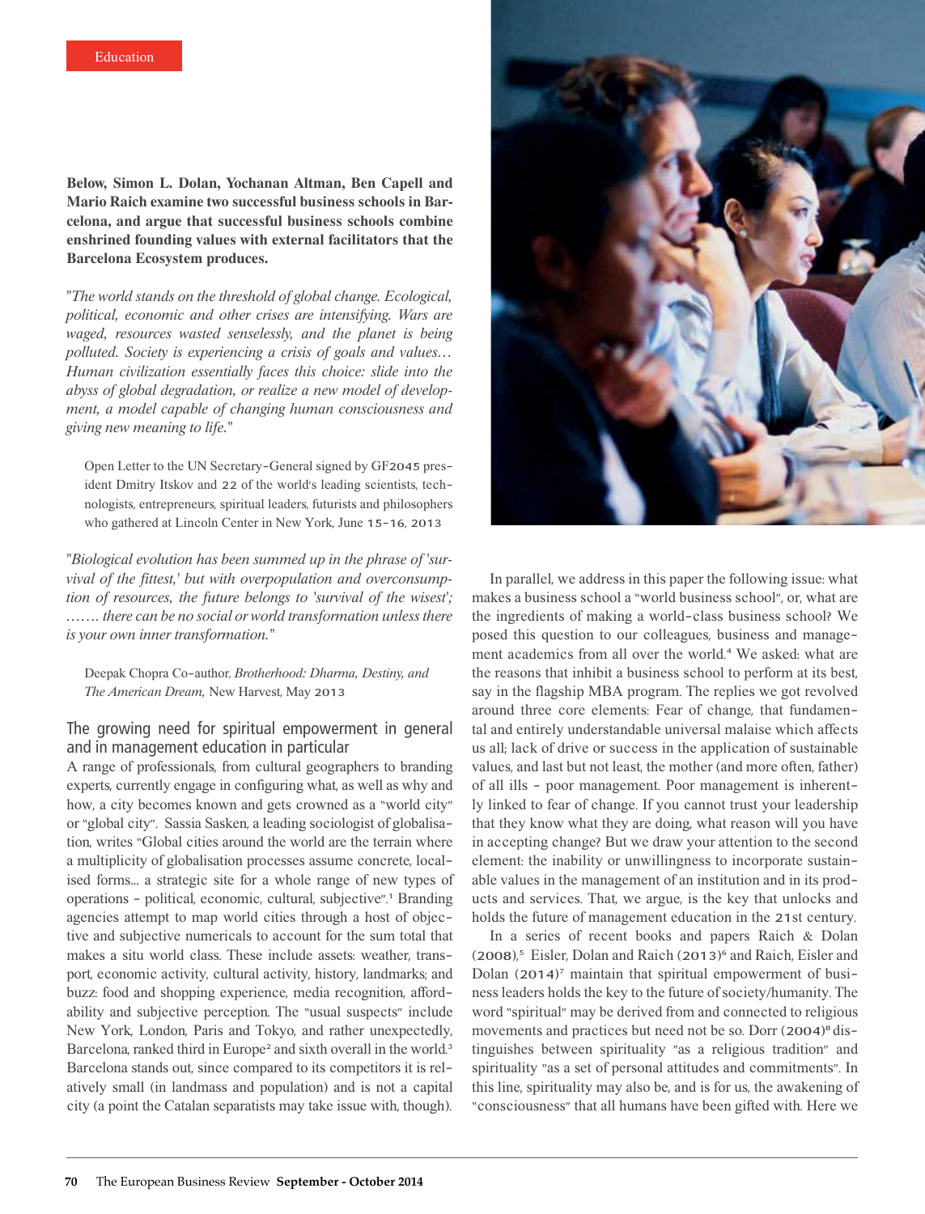Education

**Below, Simon L. Dolan, Yochanan Altman, Ben Capell and Mario Raich examine two successful business schools in Barcelona, and argue that successful business schools combine enshrined founding values with external facilitators that the Barcelona Ecosystem produces.**

"*The world stands on the threshold of global change. Ecological, political, economic and other crises are intensifying. Wars are waged, resources wasted senselessly, and the planet is being polluted. Society is experiencing a crisis of goals and values… Human civilization essentially faces this choice: slide into the abyss of global degradation, or realize a new model of development, a model capable of changing human consciousness and giving new meaning to life.*"

> Open Letter to the UN Secretary-General signed by GF2045 president Dmitry Itskov and 22 of the world's leading scientists, technologists, entrepreneurs, spiritual leaders, futurists and philosophers who gathered at Lincoln Center in New York, June 15-16, 2013

"*Biological evolution has been summed up in the phrase of 'survival of the fittest,' but with overpopulation and overconsumption of resources, the future belongs to 'survival of the wisest'; ……. there can be no social or world transformation unless there is your own inner transformation.*"

> Deepak Chopra Co-author, *Brotherhood: Dharma, Destiny, and The American Dream*, New Harvest, May 2013

## The growing need for spiritual empowerment in general and in management education in particular

A range of professionals, from cultural geographers to branding experts, currently engage in configuring what, as well as why and how, a city becomes known and gets crowned as a "world city" or "global city". Sassia Sasken, a leading sociologist of globalisation, writes "Global cities around the world are the terrain where a multiplicity of globalisation processes assume concrete, localised forms... a strategic site for a whole range of new types of operations - political, economic, cultural, subjective".[1] Branding agencies attempt to map world cities through a host of objective and subjective numericals to account for the sum total that makes a situ world class. These include assets: weather, transport, economic activity, cultural activity, history, landmarks; and buzz: food and shopping experience, media recognition, affordability and subjective perception. The "usual suspects" include New York, London, Paris and Tokyo, and rather unexpectedly, Barcelona, ranked third in Europe[2] and sixth overall in the world.[3] Barcelona stands out, since compared to its competitors it is relatively small (in landmass and population) and is not a capital city (a point the Catalan separatists may take issue with, though).

In parallel, we address in this paper the following issue: what makes a business school a "world business school", or, what are the ingredients of making a world-class business school? We posed this question to our colleagues, business and management academics from all over the world.[4] We asked: what are the reasons that inhibit a business school to perform at its best, say in the flagship MBA program. The replies we got revolved around three core elements: Fear of change, that fundamental and entirely understandable universal malaise which affects us all; lack of drive or success in the application of sustainable values, and last but not least, the mother (and more often, father) of all ills - poor management. Poor management is inherently linked to fear of change. If you cannot trust your leadership that they know what they are doing, what reason will you have in accepting change? But we draw your attention to the second element: the inability or unwillingness to incorporate sustainable values in the management of an institution and in its products and services. That, we argue, is the key that unlocks and holds the future of management education in the 21st century.

In a series of recent books and papers Raich & Dolan (2008),[5] Eisler, Dolan and Raich (2013)[6] and Raich, Eisler and Dolan (2014)[7] maintain that spiritual empowerment of business leaders holds the key to the future of society/humanity. The word "spiritual" may be derived from and connected to religious movements and practices but need not be so. Dorr (2004)[8] distinguishes between spirituality "as a religious tradition" and spirituality "as a set of personal attitudes and commitments". In this line, spirituality may also be, and is for us, the awakening of "consciousness" that all humans have been gifted with. Here we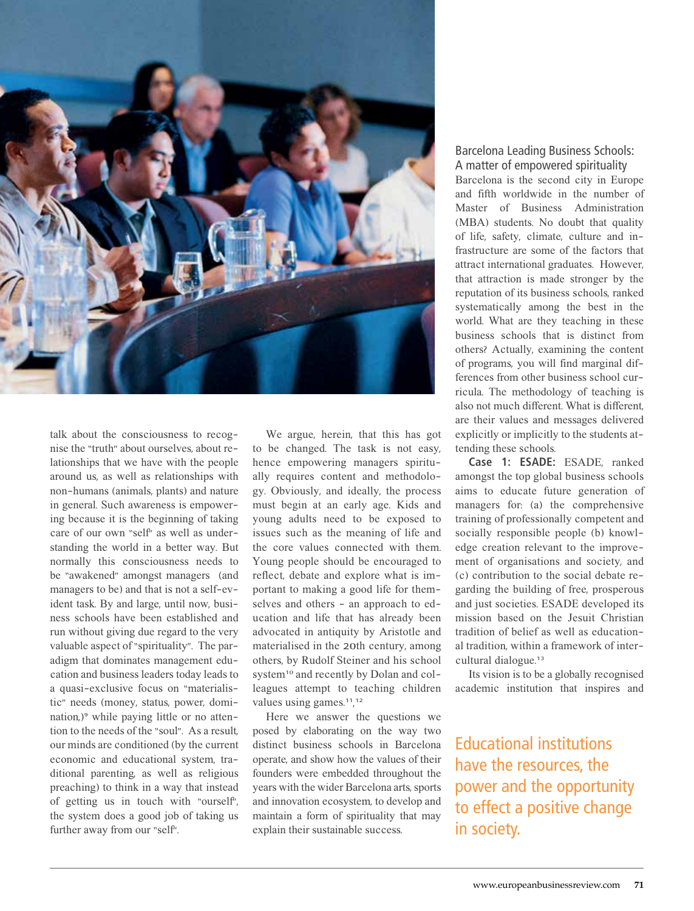talk about the consciousness to recognise the "truth" about ourselves, about relationships that we have with the people around us, as well as relationships with non-humans (animals, plants) and nature in general. Such awareness is empowering because it is the beginning of taking care of our own "self" as well as understanding the world in a better way. But normally this consciousness needs to be "awakened" amongst managers (and managers to be) and that is not a self-evident task. By and large, until now, business schools have been established and run without giving due regard to the very valuable aspect of "spirituality". The paradigm that dominates management education and business leaders today leads to a quasi-exclusive focus on "materialistic" needs (money, status, power, domination,)[9] while paying little or no attention to the needs of the "soul". As a result, our minds are conditioned (by the current economic and educational system, traditional parenting, as well as religious preaching) to think in a way that instead of getting us in touch with "ourself", the system does a good job of taking us further away from our "self".

We argue, herein, that this has got to be changed. The task is not easy, hence empowering managers spiritually requires content and methodology. Obviously, and ideally, the process must begin at an early age. Kids and young adults need to be exposed to issues such as the meaning of life and the core values connected with them. Young people should be encouraged to reflect, debate and explore what is important to making a good life for themselves and others – an approach to education and life that has already been advocated in antiquity by Aristotle and materialised in the 20th century, among others, by Rudolf Steiner and his school system[10] and recently by Dolan and colleagues attempt to teaching children values using games.[11,12]

Here we answer the questions we posed by elaborating on the way two distinct business schools in Barcelona operate, and show how the values of their founders were embedded throughout the years with the wider Barcelona arts, sports and innovation ecosystem, to develop and maintain a form of spirituality that may explain their sustainable success.

## Barcelona Leading Business Schools: A matter of empowered spirituality

Barcelona is the second city in Europe and fifth worldwide in the number of Master of Business Administration (MBA) students. No doubt that quality of life, safety, climate, culture and infrastructure are some of the factors that attract international graduates. However, that attraction is made stronger by the reputation of its business schools, ranked systematically among the best in the world. What are they teaching in these business schools that is distinct from others? Actually, examining the content of programs, you will find marginal differences from other business school curricula. The methodology of teaching is also not much different. What is different, are their values and messages delivered explicitly or implicitly to the students attending these schools.

**Case 1: ESADE:** ESADE, ranked amongst the top global business schools aims to educate future generation of managers for: (a) the comprehensive training of professionally competent and socially responsible people (b) knowledge creation relevant to the improvement of organisations and society, and (c) contribution to the social debate regarding the building of free, prosperous and just societies. ESADE developed its mission based on the Jesuit Christian tradition of belief as well as educational tradition, within a framework of intercultural dialogue.[13]

Its vision is to be a globally recognised academic institution that inspires and

> Educational institutions have the resources, the power and the opportunity to effect a positive change in society.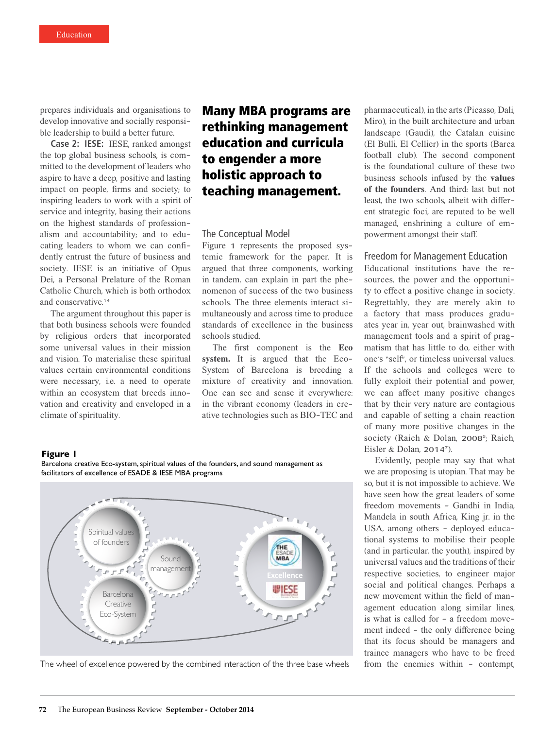prepares individuals and organisations to develop innovative and socially responsible leadership to build a better future.

**Case 2: IESE:** IESE, ranked amongst the top global business schools, is committed to the development of leaders who aspire to have a deep, positive and lasting impact on people, firms and society; to inspiring leaders to work with a spirit of service and integrity, basing their actions on the highest standards of professionalism and accountability; and to educating leaders to whom we can confidently entrust the future of business and society. IESE is an initiative of Opus Dei, a Personal Prelature of the Roman Catholic Church, which is both orthodox and conservative.[14]

The argument throughout this paper is that both business schools were founded by religious orders that incorporated some universal values in their mission and vision. To materialise these spiritual values certain environmental conditions were necessary, i.e. a need to operate within an ecosystem that breeds innovation and creativity and enveloped in a climate of spirituality.

**Many MBA programs are rethinking management education and curricula to engender a more holistic approach to teaching management.**

## The Conceptual Model

Figure 1 represents the proposed systemic framework for the paper. It is argued that three components, working in tandem, can explain in part the phenomenon of success of the two business schools. The three elements interact simultaneously and across time to produce standards of excellence in the business schools studied.

The first component is the **Eco system.** It is argued that the Eco-System of Barcelona is breeding a mixture of creativity and innovation. One can see and sense it everywhere: in the vibrant economy (leaders in creative technologies such as BIO-TEC and pharmaceutical), in the arts (Picasso, Dali, Miro), in the built architecture and urban landscape (Gaudi), the Catalan cuisine (El Bulli, El Cellier) in the sports (Barca football club). The second component is the foundational culture of these two business schools infused by the **values of the founders**. And third: last but not least, the two schools, albeit with different strategic foci, are reputed to be well managed, enshrining a culture of empowerment amongst their staff.

**Figure 1**

Barcelona creative Eco-system, spiritual values of the founders, and sound management as facilitators of excellence of ESADE & IESE MBA programs

Spiritual values of founders

Sound management

Barcelona Creative Eco-System

Excellence

THE ESADE MBA

IESE

The wheel of excellence powered by the combined interaction of the three base wheels

## Freedom for Management Education

Educational institutions have the resources, the power and the opportunity to effect a positive change in society. Regrettably, they are merely akin to a factory that mass produces graduates year in, year out, brainwashed with management tools and a spirit of pragmatism that has little to do, either with one's "self", or timeless universal values. If the schools and colleges were to fully exploit their potential and power, we can affect many positive changes that by their very nature are contagious and capable of setting a chain reaction of many more positive changes in the society (Raich & Dolan, 2008[5]; Raich, Eisler & Dolan, 2014[7]).

Evidently, people may say that what we are proposing is utopian. That may be so, but it is not impossible to achieve. We have seen how the great leaders of some freedom movements – Gandhi in India, Mandela in south Africa, King jr. in the USA, among others – deployed educational systems to mobilise their people (and in particular, the youth), inspired by universal values and the traditions of their respective societies, to engineer major social and political changes. Perhaps a new movement within the field of management education along similar lines, is what is called for – a freedom movement indeed – the only difference being that its focus should be managers and trainee managers who have to be freed from the enemies within – contempt,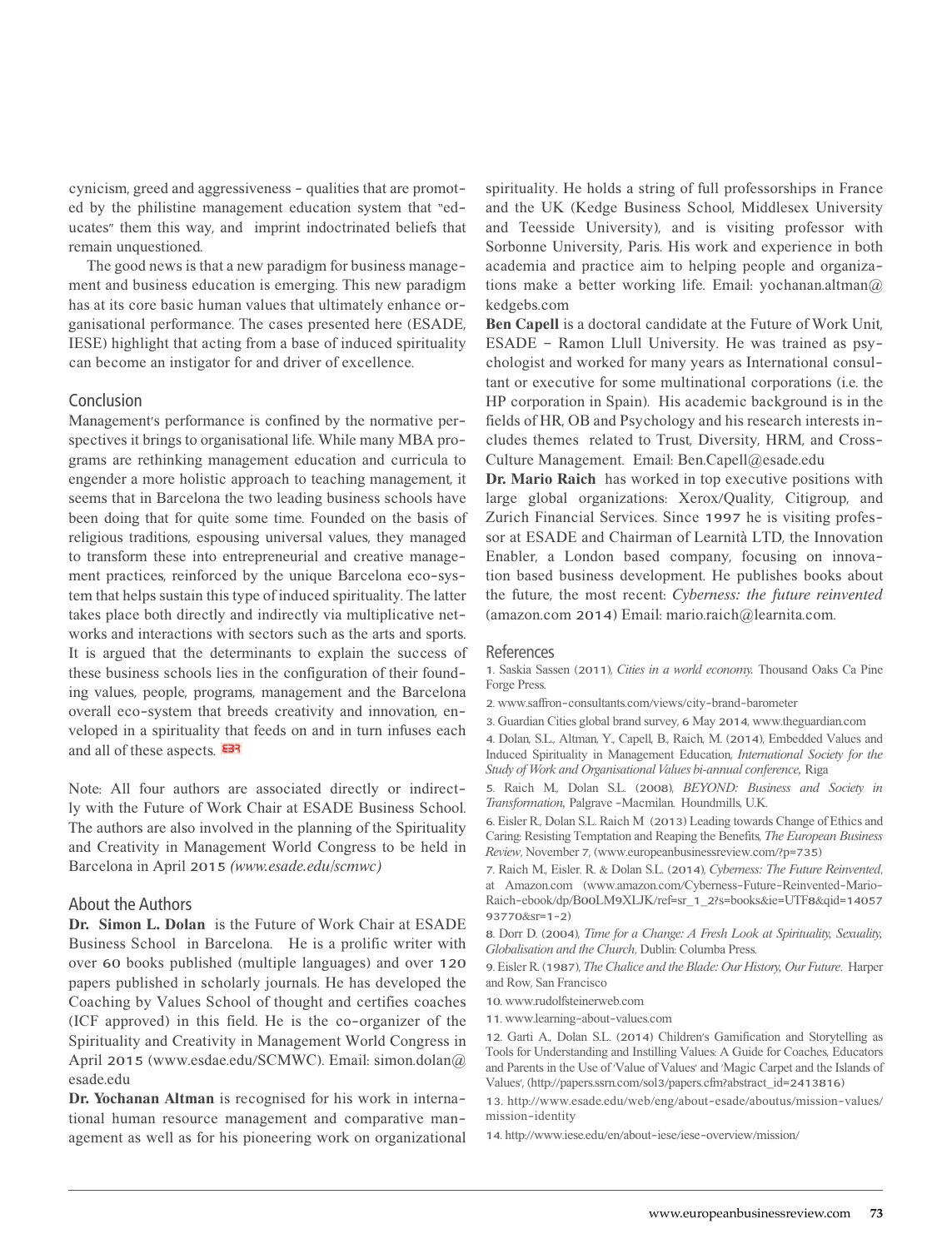cynicism, greed and aggressiveness – qualities that are promoted by the philistine management education system that "educates" them this way, and imprint indoctrinated beliefs that remain unquestioned.

The good news is that a new paradigm for business management and business education is emerging. This new paradigm has at its core basic human values that ultimately enhance organisational performance. The cases presented here (ESADE, IESE) highlight that acting from a base of induced spirituality can become an instigator for and driver of excellence.

## Conclusion

Management's performance is confined by the normative perspectives it brings to organisational life. While many MBA programs are rethinking management education and curricula to engender a more holistic approach to teaching management, it seems that in Barcelona the two leading business schools have been doing that for quite some time. Founded on the basis of religious traditions, espousing universal values, they managed to transform these into entrepreneurial and creative management practices, reinforced by the unique Barcelona eco-system that helps sustain this type of induced spirituality. The latter takes place both directly and indirectly via multiplicative networks and interactions with sectors such as the arts and sports. It is argued that the determinants to explain the success of these business schools lies in the configuration of their founding values, people, programs, management and the Barcelona overall eco-system that breeds creativity and innovation, enveloped in a spirituality that feeds on and in turn infuses each and all of these aspects.

Note: All four authors are associated directly or indirectly with the Future of Work Chair at ESADE Business School. The authors are also involved in the planning of the Spirituality and Creativity in Management World Congress to be held in Barcelona in April 2015 *(www.esade.edu/scmwc)*

## About the Authors

**Dr. Simon L. Dolan** is the Future of Work Chair at ESADE Business School in Barcelona. He is a prolific writer with over 60 books published (multiple languages) and over 120 papers published in scholarly journals. He has developed the Coaching by Values School of thought and certifies coaches (ICF approved) in this field. He is the co-organizer of the Spirituality and Creativity in Management World Congress in April 2015 (www.esdae.edu/SCMWC). Email: simon.dolan@esade.edu

**Dr. Yochanan Altman** is recognised for his work in international human resource management and comparative management as well as for his pioneering work on organizational spirituality. He holds a string of full professorships in France and the UK (Kedge Business School, Middlesex University and Teesside University), and is visiting professor with Sorbonne University, Paris. His work and experience in both academia and practice aim to helping people and organizations make a better working life. Email: yochanan.altman@kedgebs.com

**Ben Capell** is a doctoral candidate at the Future of Work Unit, ESADE – Ramon Llull University. He was trained as psychologist and worked for many years as International consultant or executive for some multinational corporations (i.e. the HP corporation in Spain). His academic background is in the fields of HR, OB and Psychology and his research interests includes themes related to Trust, Diversity, HRM, and Cross-Culture Management. Email: Ben.Capell@esade.edu

**Dr. Mario Raich** has worked in top executive positions with large global organizations: Xerox/Quality, Citigroup, and Zurich Financial Services. Since 1997 he is visiting professor at ESADE and Chairman of Learnità LTD, the Innovation Enabler, a London based company, focusing on innovation based business development. He publishes books about the future, the most recent: *Cyberness: the future reinvented* (amazon.com 2014) Email: mario.raich@learnita.com.

## References

1. Saskia Sassen (2011), *Cities in a world economy.* Thousand Oaks Ca Pine Forge Press.
2. www.saffron-consultants.com/views/city-brand-barometer
3. Guardian Cities global brand survey, 6 May 2014, www.theguardian.com
4. Dolan, S.L., Altman, Y., Capell, B., Raich, M. (2014), Embedded Values and Induced Spirituality in Management Education, *International Society for the Study of Work and Organisational Values bi-annual conference*, Riga
5. Raich M., Dolan S.L. (2008), *BEYOND: Business and Society in Transformation*, Palgrave -Macmilan. Houndmills, U.K.
6. Eisler R., Dolan S.L. Raich M (2013) Leading towards Change of Ethics and Caring: Resisting Temptation and Reaping the Benefits, *The European Business Review*, November 7, (www.europeanbusinessreview.com/?p=735)
7. Raich M., Eisler. R. & Dolan S.L. (2014), *Cyberness: The Future Reinvented*, at Amazon.com (www.amazon.com/Cyberness-Future-Reinvented-Mario-Raich-ebook/dp/B00LM9XLJK/ref=sr_1_2?s=books&ie=UTF8&qid=1405793770&sr=1-2)
8. Dorr D. (2004), *Time for a Change: A Fresh Look at Spirituality, Sexuality, Globalisation and the Church*, Dublin: Columba Press.
9. Eisler R. (1987), *The Chalice and the Blade: Our History, Our Future*. Harper and Row, San Francisco
10. www.rudolfsteinerweb.com
11. www.learning-about-values.com
12. Garti A., Dolan S.L. (2014) Children's Gamification and Storytelling as Tools for Understanding and Instilling Values: A Guide for Coaches, Educators and Parents in the Use of 'Value of Values' and 'Magic Carpet and the Islands of Values', (http://papers.ssrn.com/sol3/papers.cfm?abstract_id=2413816)
13. http://www.esade.edu/web/eng/about-esade/aboutus/mission-values/mission-identity
14. http://www.iese.edu/en/about-iese/iese-overview/mission/